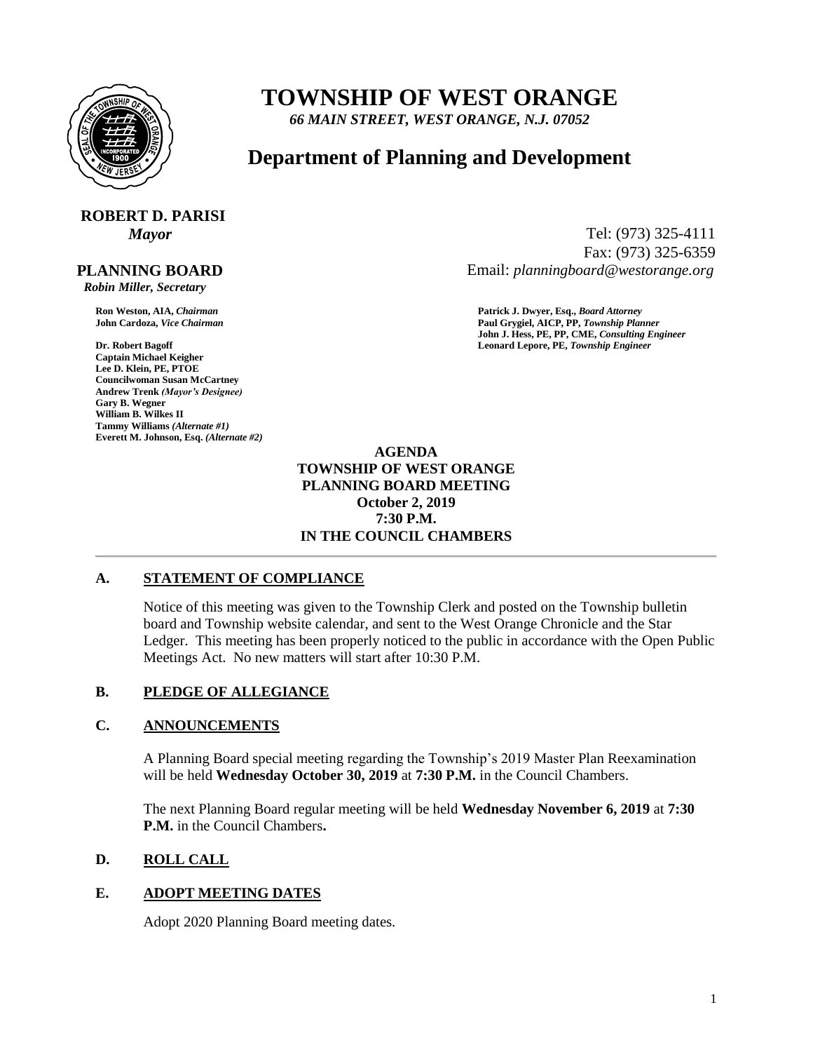# TOWNSHIP OF WEST ORANGE

*66 MAIN STREET, WEST ORANGE, N.J. 07052*

## Department of Planning and Development

**ROBERT D. PARISI**
*Mayor*

Tel: (973) 325-4111
Fax: (973) 325-6359
Email: *planningboard@westorange.org*

**PLANNING BOARD**
*Robin Miller, Secretary*

**Ron Weston, AIA,** *Chairman*
**John Cardoza,** *Vice Chairman*

**Dr. Robert Bagoff**
**Captain Michael Keigher**
**Lee D. Klein, PE, PTOE**
**Councilwoman Susan McCartney**
**Andrew Trenk** *(Mayor's Designee)*
**Gary B. Wegner**
**William B. Wilkes II**
**Tammy Williams** *(Alternate #1)*
**Everett M. Johnson, Esq.** *(Alternate #2)*

**Patrick J. Dwyer, Esq.,** *Board Attorney*
**Paul Grygiel, AICP, PP,** *Township Planner*
**John J. Hess, PE, PP, CME,** *Consulting Engineer*
**Leonard Lepore, PE,** *Township Engineer*

**AGENDA**
**TOWNSHIP OF WEST ORANGE**
**PLANNING BOARD MEETING**
**October 2, 2019**
**7:30 P.M.**
**IN THE COUNCIL CHAMBERS**

---

### A. STATEMENT OF COMPLIANCE

Notice of this meeting was given to the Township Clerk and posted on the Township bulletin board and Township website calendar, and sent to the West Orange Chronicle and the Star Ledger. This meeting has been properly noticed to the public in accordance with the Open Public Meetings Act. No new matters will start after 10:30 P.M.

### B. PLEDGE OF ALLEGIANCE

### C. ANNOUNCEMENTS

A Planning Board special meeting regarding the Township's 2019 Master Plan Reexamination will be held **Wednesday October 30, 2019** at **7:30 P.M.** in the Council Chambers.

The next Planning Board regular meeting will be held **Wednesday November 6, 2019** at **7:30 P.M.** in the Council Chambers**.**

### D. ROLL CALL

### E. ADOPT MEETING DATES

Adopt 2020 Planning Board meeting dates.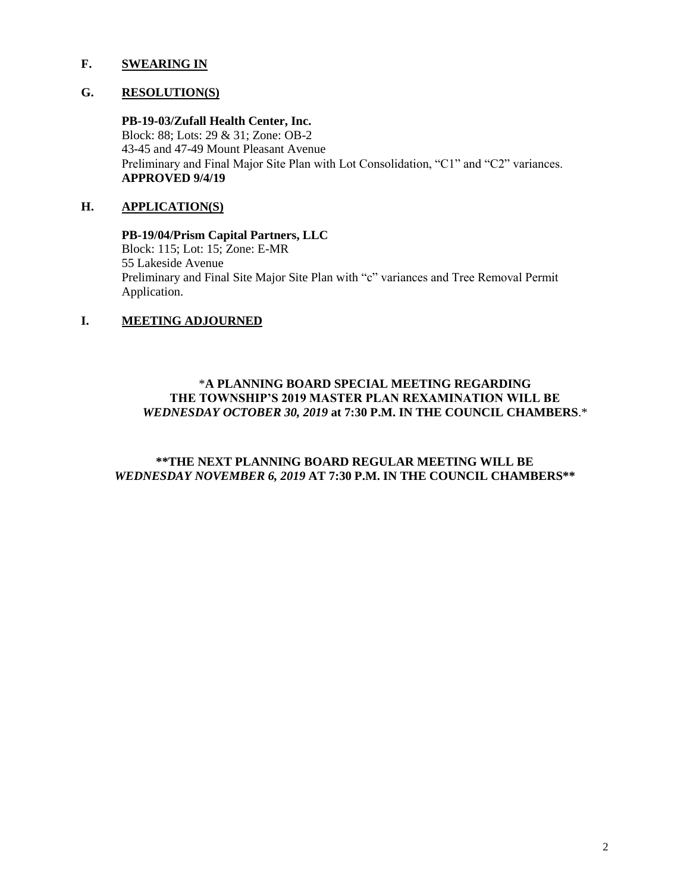## F. SWEARING IN

## G. RESOLUTION(S)

**PB-19-03/Zufall Health Center, Inc.**
Block: 88; Lots: 29 & 31; Zone: OB-2
43-45 and 47-49 Mount Pleasant Avenue
Preliminary and Final Major Site Plan with Lot Consolidation, "C1" and "C2" variances.
**APPROVED 9/4/19**

## H. APPLICATION(S)

**PB-19/04/Prism Capital Partners, LLC**
Block: 115; Lot: 15; Zone: E-MR
55 Lakeside Avenue
Preliminary and Final Site Major Site Plan with "c" variances and Tree Removal Permit Application.

## I. MEETING ADJOURNED

*__A PLANNING BOARD SPECIAL MEETING REGARDING THE TOWNSHIP'S 2019 MASTER PLAN REXAMINATION WILL BE__ ***WEDNESDAY OCTOBER 30, 2019*** **at 7:30 P.M. IN THE COUNCIL CHAMBERS**.*

**\*\*THE NEXT PLANNING BOARD REGULAR MEETING WILL BE** ***WEDNESDAY NOVEMBER 6, 2019*** **AT 7:30 P.M. IN THE COUNCIL CHAMBERS\*\***